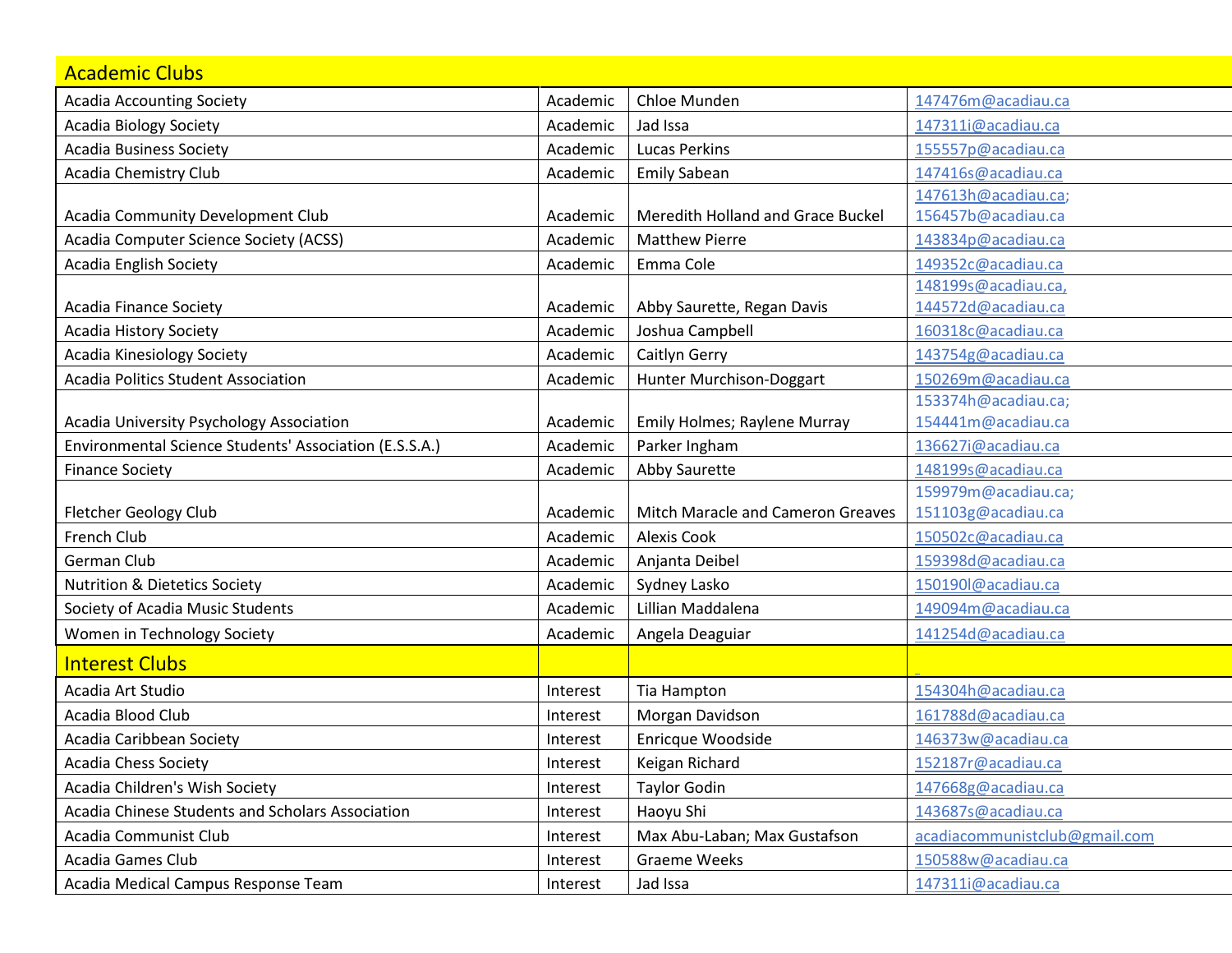| Academic Clubs | | | |
|---|---|---|---|
| Acadia Accounting Society | Academic | Chloe Munden | 147476m@acadiau.ca |
| Acadia Biology Society | Academic | Jad Issa | 147311i@acadiau.ca |
| Acadia Business Society | Academic | Lucas Perkins | 155557p@acadiau.ca |
| Acadia Chemistry Club | Academic | Emily Sabean | 147416s@acadiau.ca |
| Acadia Community Development Club | Academic | Meredith Holland and Grace Buckel | 147613h@acadiau.ca; 156457b@acadiau.ca |
| Acadia Computer Science Society (ACSS) | Academic | Matthew Pierre | 143834p@acadiau.ca |
| Acadia English Society | Academic | Emma Cole | 149352c@acadiau.ca |
| Acadia Finance Society | Academic | Abby Saurette, Regan Davis | 148199s@acadiau.ca, 144572d@acadiau.ca |
| Acadia History Society | Academic | Joshua Campbell | 160318c@acadiau.ca |
| Acadia Kinesiology Society | Academic | Caitlyn Gerry | 143754g@acadiau.ca |
| Acadia Politics Student Association | Academic | Hunter Murchison-Doggart | 150269m@acadiau.ca |
| Acadia University Psychology Association | Academic | Emily Holmes; Raylene Murray | 153374h@acadiau.ca; 154441m@acadiau.ca |
| Environmental Science Students' Association (E.S.S.A.) | Academic | Parker Ingham | 136627i@acadiau.ca |
| Finance Society | Academic | Abby Saurette | 148199s@acadiau.ca |
| Fletcher Geology Club | Academic | Mitch Maracle and Cameron Greaves | 159979m@acadiau.ca; 151103g@acadiau.ca |
| French Club | Academic | Alexis Cook | 150502c@acadiau.ca |
| German Club | Academic | Anjanta Deibel | 159398d@acadiau.ca |
| Nutrition & Dietetics Society | Academic | Sydney Lasko | 150190l@acadiau.ca |
| Society of Acadia Music Students | Academic | Lillian Maddalena | 149094m@acadiau.ca |
| Women in Technology Society | Academic | Angela Deaguiar | 141254d@acadiau.ca |
| **Interest Clubs** | | | |
| Acadia Art Studio | Interest | Tia Hampton | 154304h@acadiau.ca |
| Acadia Blood Club | Interest | Morgan Davidson | 161788d@acadiau.ca |
| Acadia Caribbean Society | Interest | Enricque Woodside | 146373w@acadiau.ca |
| Acadia Chess Society | Interest | Keigan Richard | 152187r@acadiau.ca |
| Acadia Children's Wish Society | Interest | Taylor Godin | 147668g@acadiau.ca |
| Acadia Chinese Students and Scholars Association | Interest | Haoyu Shi | 143687s@acadiau.ca |
| Acadia Communist Club | Interest | Max Abu-Laban; Max Gustafson | acadiacommunistclub@gmail.com |
| Acadia Games Club | Interest | Graeme Weeks | 150588w@acadiau.ca |
| Acadia Medical Campus Response Team | Interest | Jad Issa | 147311i@acadiau.ca |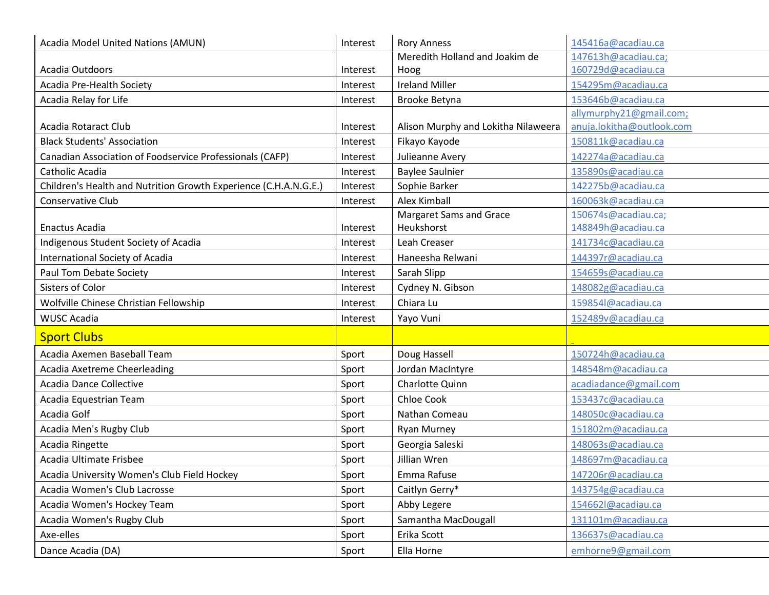| | | | |
|---|---|---|---|
| Acadia Model United Nations (AMUN) | Interest | Rory Anness | 145416a@acadiau.ca |
| Acadia Outdoors | Interest | Meredith Holland and Joakim de Hoog | 147613h@acadiau.ca; 160729d@acadiau.ca |
| Acadia Pre-Health Society | Interest | Ireland Miller | 154295m@acadiau.ca |
| Acadia Relay for Life | Interest | Brooke Betyna | 153646b@acadiau.ca |
| Acadia Rotaract Club | Interest | Alison Murphy and Lokitha Nilaweera | allymurphy21@gmail.com; anuja.lokitha@outlook.com |
| Black Students' Association | Interest | Fikayo Kayode | 150811k@acadiau.ca |
| Canadian Association of Foodservice Professionals (CAFP) | Interest | Julieanne Avery | 142274a@acadiau.ca |
| Catholic Acadia | Interest | Baylee Saulnier | 135890s@acadiau.ca |
| Children's Health and Nutrition Growth Experience (C.H.A.N.G.E.) | Interest | Sophie Barker | 142275b@acadiau.ca |
| Conservative Club | Interest | Alex Kimball | 160063k@acadiau.ca |
| Enactus Acadia | Interest | Margaret Sams and Grace Heukshorst | 150674s@acadiau.ca; 148849h@acadiau.ca |
| Indigenous Student Society of Acadia | Interest | Leah Creaser | 141734c@acadiau.ca |
| International Society of Acadia | Interest | Haneesha Relwani | 144397r@acadiau.ca |
| Paul Tom Debate Society | Interest | Sarah Slipp | 154659s@acadiau.ca |
| Sisters of Color | Interest | Cydney N. Gibson | 148082g@acadiau.ca |
| Wolfville Chinese Christian Fellowship | Interest | Chiara Lu | 159854l@acadiau.ca |
| WUSC Acadia | Interest | Yayo Vuni | 152489v@acadiau.ca |
| **Sport Clubs** | | | |
| Acadia Axemen Baseball Team | Sport | Doug Hassell | 150724h@acadiau.ca |
| Acadia Axetreme Cheerleading | Sport | Jordan MacIntyre | 148548m@acadiau.ca |
| Acadia Dance Collective | Sport | Charlotte Quinn | acadiadance@gmail.com |
| Acadia Equestrian Team | Sport | Chloe Cook | 153437c@acadiau.ca |
| Acadia Golf | Sport | Nathan Comeau | 148050c@acadiau.ca |
| Acadia Men's Rugby Club | Sport | Ryan Murney | 151802m@acadiau.ca |
| Acadia Ringette | Sport | Georgia Saleski | 148063s@acadiau.ca |
| Acadia Ultimate Frisbee | Sport | Jillian Wren | 148697m@acadiau.ca |
| Acadia University Women's Club Field Hockey | Sport | Emma Rafuse | 147206r@acadiau.ca |
| Acadia Women's Club Lacrosse | Sport | Caitlyn Gerry* | 143754g@acadiau.ca |
| Acadia Women's Hockey Team | Sport | Abby Legere | 154662l@acadiau.ca |
| Acadia Women's Rugby Club | Sport | Samantha MacDougall | 131101m@acadiau.ca |
| Axe-elles | Sport | Erika Scott | 136637s@acadiau.ca |
| Dance Acadia (DA) | Sport | Ella Horne | emhorne9@gmail.com |